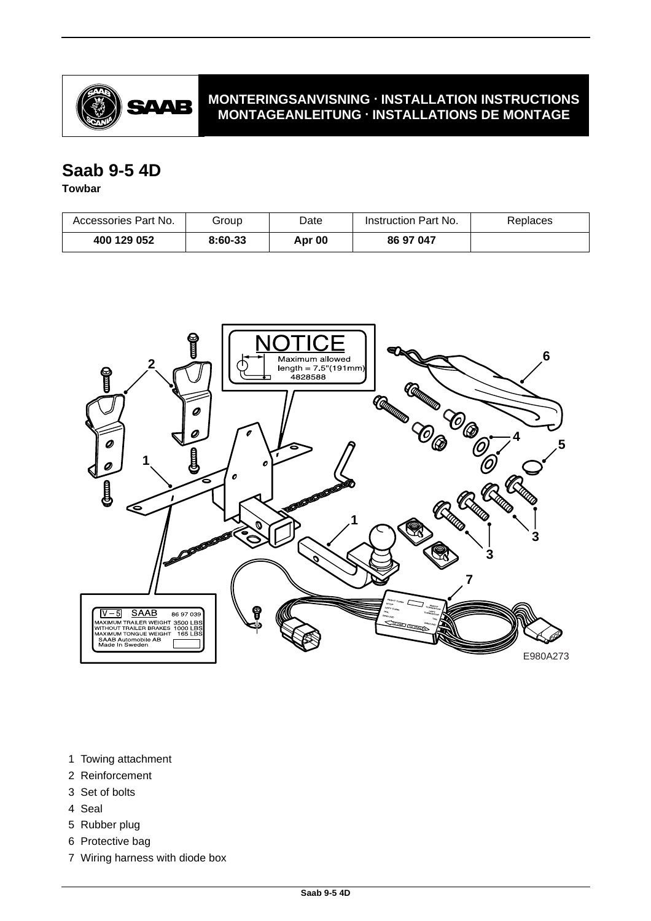MONTERINGSANVISNING · INSTALLATION INSTRUCTIONS
MONTAGEANLEITUNG · INSTALLATIONS DE MONTAGE

# Saab 9-5 4D

**Towbar**

| Accessories Part No. | Group | Date | Instruction Part No. | Replaces |
|---|---|---|---|---|
| **400 129 052** | **8:60-33** | **Apr 00** | **86 97 047** | |

1 Towing attachment
2 Reinforcement
3 Set of bolts
4 Seal
5 Rubber plug
6 Protective bag
7 Wiring harness with diode box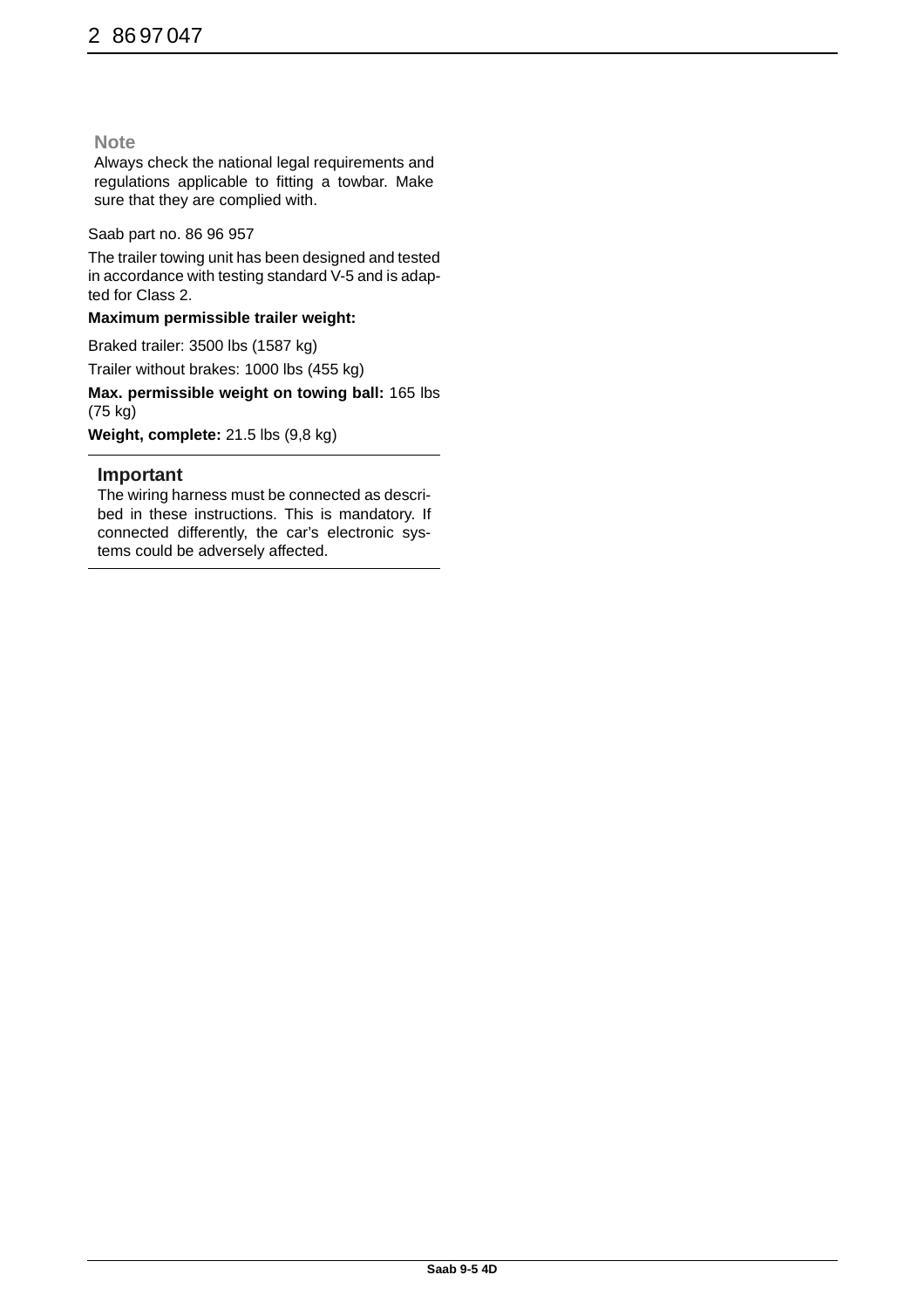**Note**

Always check the national legal requirements and regulations applicable to fitting a towbar. Make sure that they are complied with.

Saab part no. 86 96 957

The trailer towing unit has been designed and tested in accordance with testing standard V-5 and is adapted for Class 2.

**Maximum permissible trailer weight:**

Braked trailer: 3500 lbs (1587 kg)

Trailer without brakes: 1000 lbs (455 kg)

**Max. permissible weight on towing ball:** 165 lbs (75 kg)

**Weight, complete:** 21.5 lbs (9,8 kg)

---

**Important**

The wiring harness must be connected as described in these instructions. This is mandatory. If connected differently, the car's electronic systems could be adversely affected.

---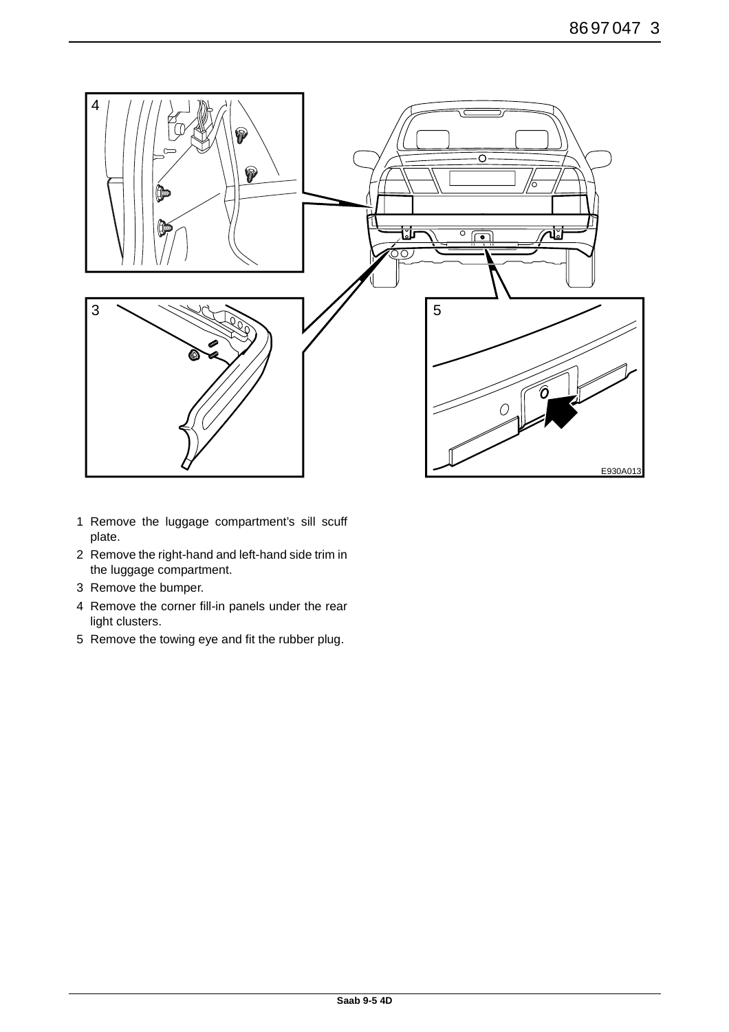1. Remove the luggage compartment's sill scuff plate.
2. Remove the right-hand and left-hand side trim in the luggage compartment.
3. Remove the bumper.
4. Remove the corner fill-in panels under the rear light clusters.
5. Remove the towing eye and fit the rubber plug.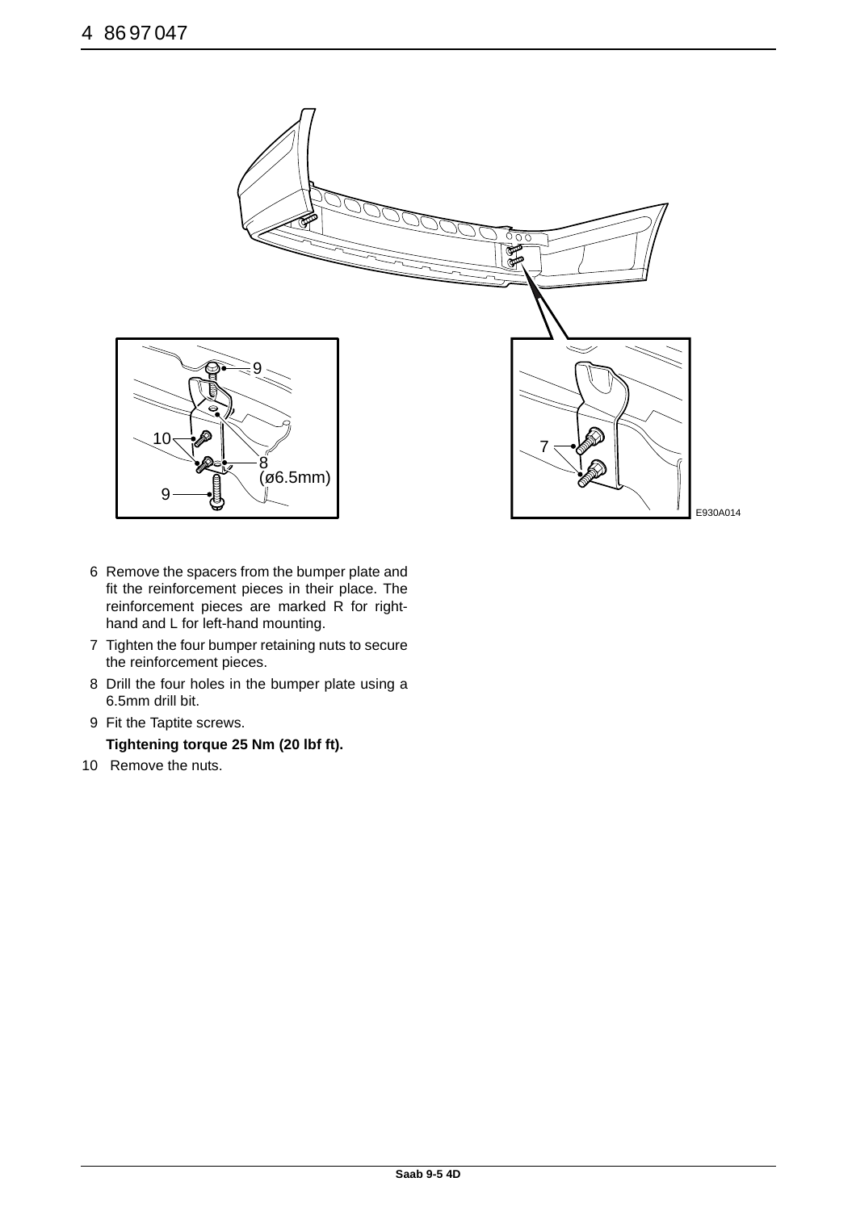6 Remove the spacers from the bumper plate and fit the reinforcement pieces in their place. The reinforcement pieces are marked R for right-hand and L for left-hand mounting.

7 Tighten the four bumper retaining nuts to secure the reinforcement pieces.

8 Drill the four holes in the bumper plate using a 6.5mm drill bit.

9 Fit the Taptite screws.

**Tightening torque 25 Nm (20 lbf ft).**

10 Remove the nuts.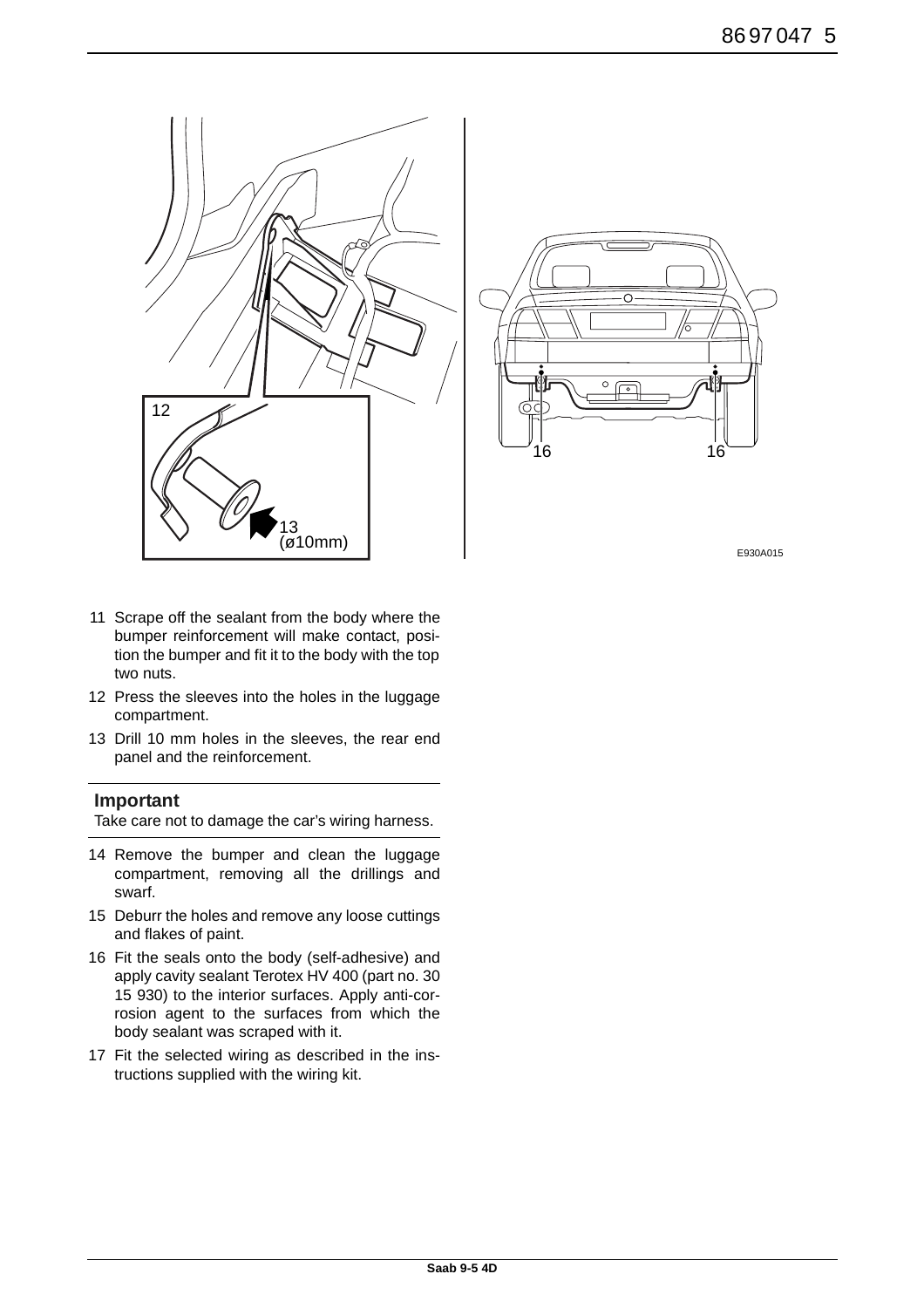12

13
(ø10mm)

16 16

E930A015

11 Scrape off the sealant from the body where the bumper reinforcement will make contact, position the bumper and fit it to the body with the top two nuts.

12 Press the sleeves into the holes in the luggage compartment.

13 Drill 10 mm holes in the sleeves, the rear end panel and the reinforcement.

---

**Important**

Take care not to damage the car's wiring harness.

---

14 Remove the bumper and clean the luggage compartment, removing all the drillings and swarf.

15 Deburr the holes and remove any loose cuttings and flakes of paint.

16 Fit the seals onto the body (self-adhesive) and apply cavity sealant Terotex HV 400 (part no. 30 15 930) to the interior surfaces. Apply anti-corrosion agent to the surfaces from which the body sealant was scraped with it.

17 Fit the selected wiring as described in the instructions supplied with the wiring kit.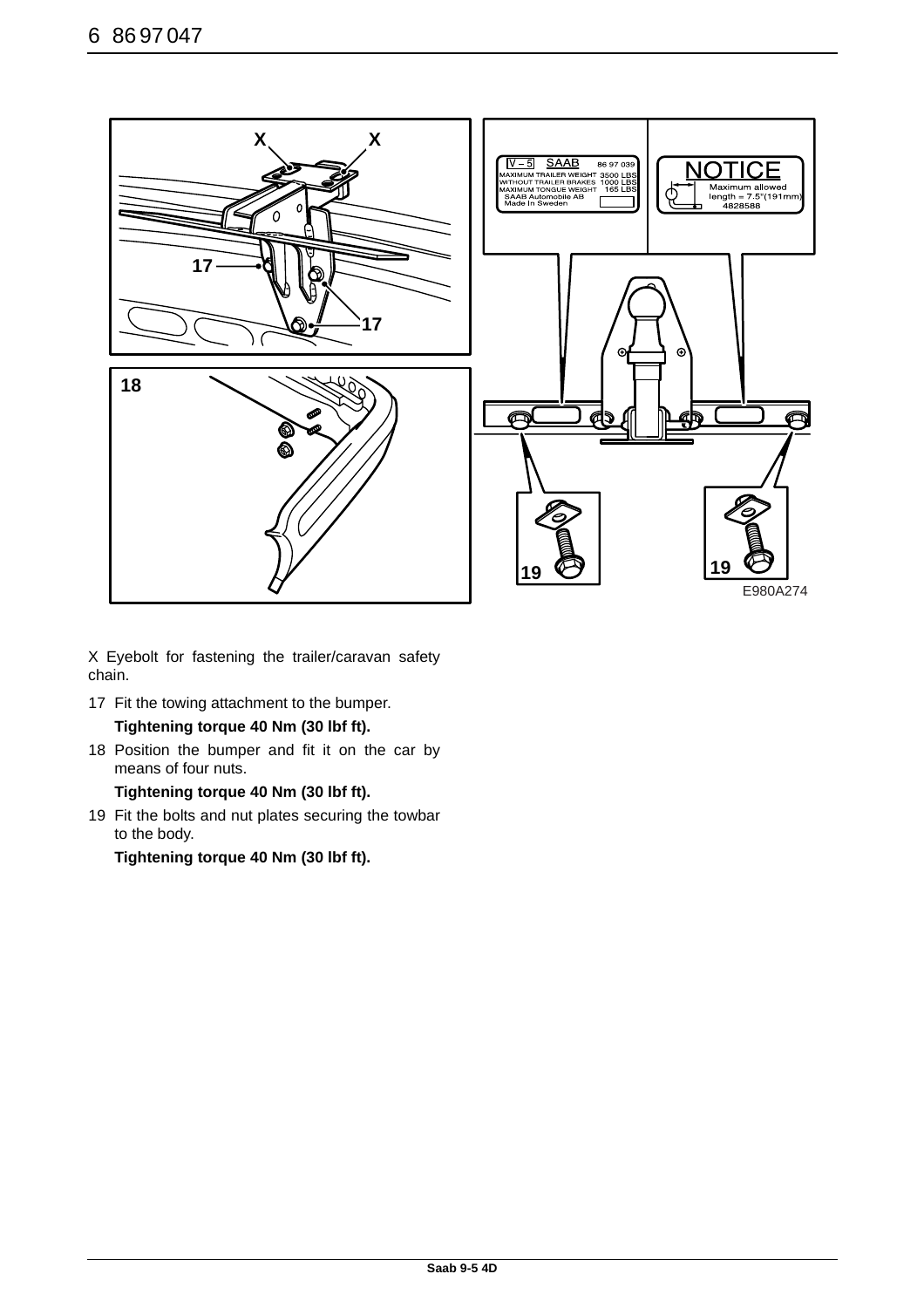X Eyebolt for fastening the trailer/caravan safety chain.

17 Fit the towing attachment to the bumper.

   **Tightening torque 40 Nm (30 lbf ft).**

18 Position the bumper and fit it on the car by means of four nuts.

   **Tightening torque 40 Nm (30 lbf ft).**

19 Fit the bolts and nut plates securing the towbar to the body.

   **Tightening torque 40 Nm (30 lbf ft).**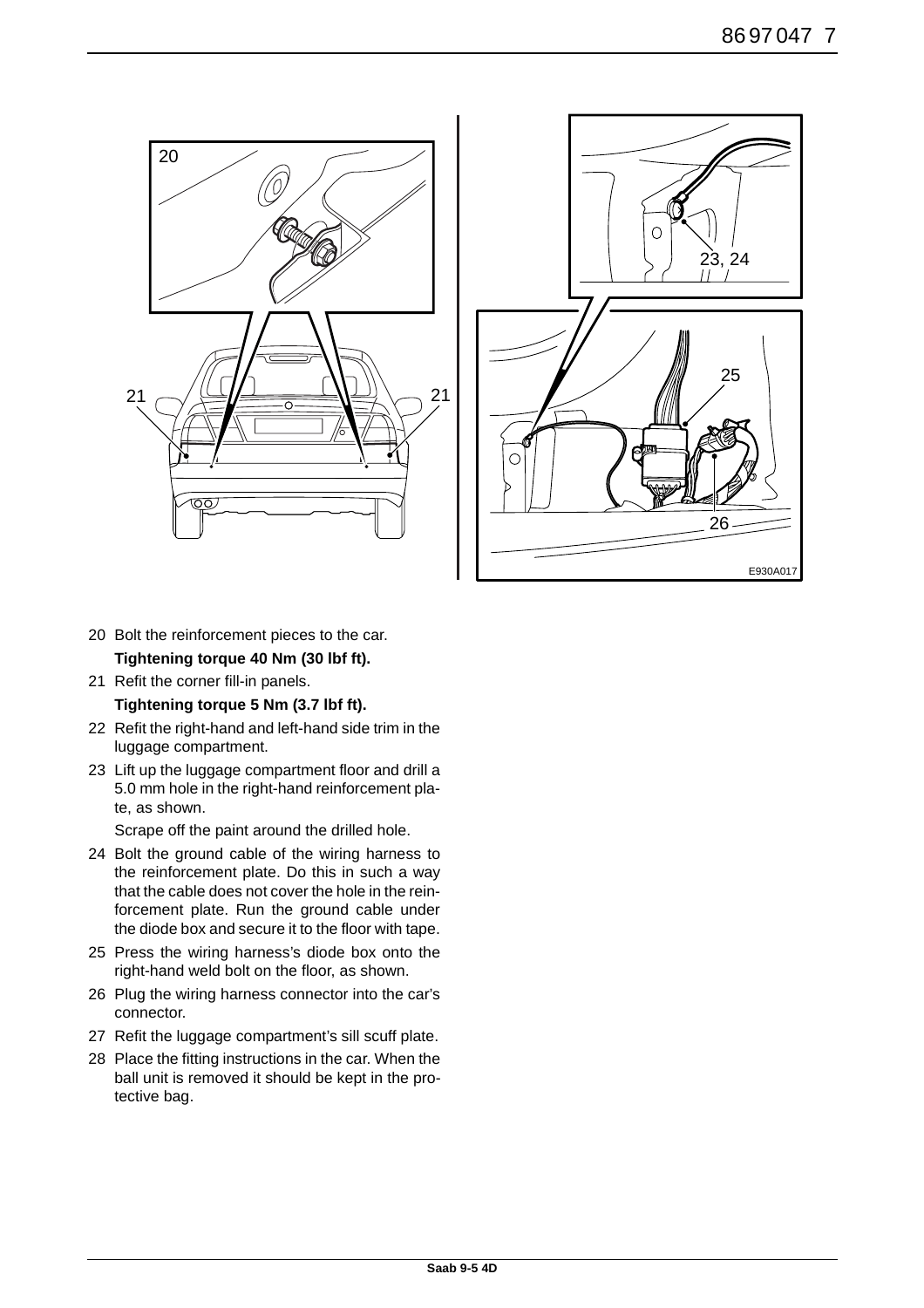20 Bolt the reinforcement pieces to the car.

   **Tightening torque 40 Nm (30 lbf ft).**

21 Refit the corner fill-in panels.

   **Tightening torque 5 Nm (3.7 lbf ft).**

22 Refit the right-hand and left-hand side trim in the luggage compartment.

23 Lift up the luggage compartment floor and drill a 5.0 mm hole in the right-hand reinforcement plate, as shown.

   Scrape off the paint around the drilled hole.

24 Bolt the ground cable of the wiring harness to the reinforcement plate. Do this in such a way that the cable does not cover the hole in the reinforcement plate. Run the ground cable under the diode box and secure it to the floor with tape.

25 Press the wiring harness's diode box onto the right-hand weld bolt on the floor, as shown.

26 Plug the wiring harness connector into the car's connector.

27 Refit the luggage compartment's sill scuff plate.

28 Place the fitting instructions in the car. When the ball unit is removed it should be kept in the protective bag.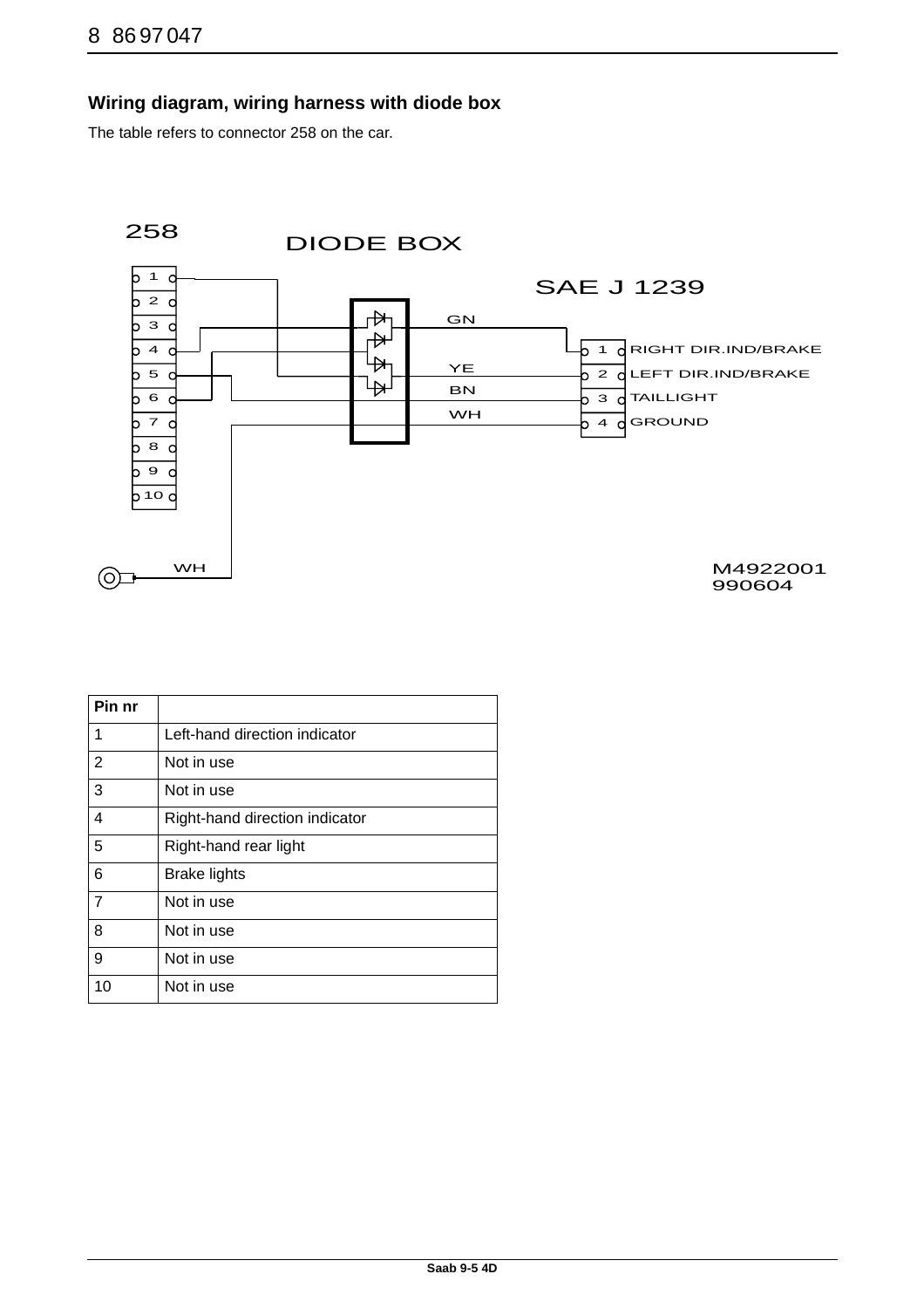## Wiring diagram, wiring harness with diode box

The table refers to connector 258 on the car.

258

DIODE BOX

SAE J 1239

GN

YE

BN

WH

1 RIGHT DIR.IND/BRAKE

2 LEFT DIR.IND/BRAKE

3 TAILLIGHT

4 GROUND

WH

M4922001
990604

| Pin nr | |
|---|---|
| 1 | Left-hand direction indicator |
| 2 | Not in use |
| 3 | Not in use |
| 4 | Right-hand direction indicator |
| 5 | Right-hand rear light |
| 6 | Brake lights |
| 7 | Not in use |
| 8 | Not in use |
| 9 | Not in use |
| 10 | Not in use |